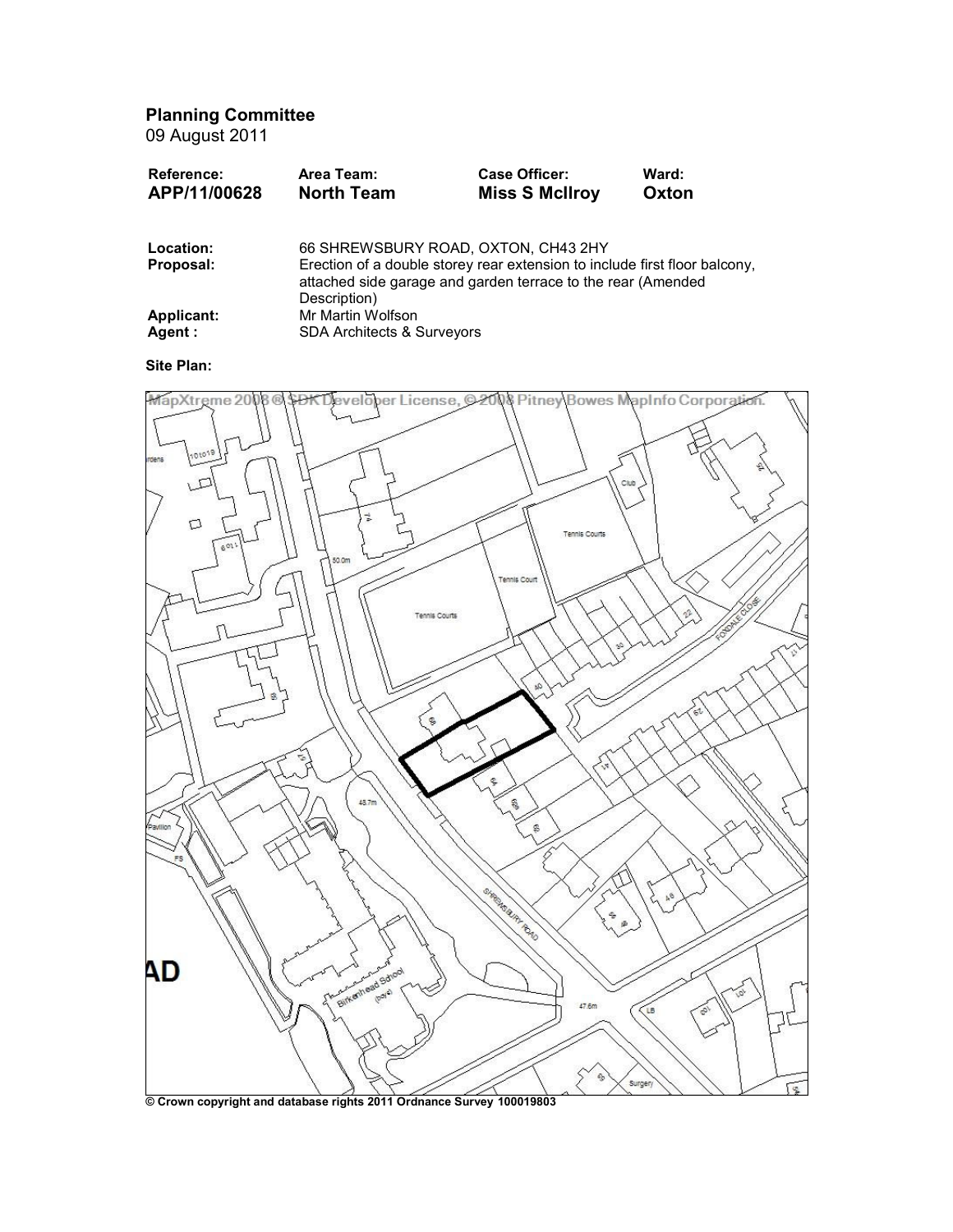**Planning Committee**
09 August 2011

| Reference: | Area Team: | Case Officer: | Ward: |
|---|---|---|---|
| **APP/11/00628** | **North Team** | **Miss S McIlroy** | **Oxton** |

**Location:** 66 SHREWSBURY ROAD, OXTON, CH43 2HY

**Proposal:** Erection of a double storey rear extension to include first floor balcony, attached side garage and garden terrace to the rear (Amended Description)

**Applicant:** Mr Martin Wolfson

**Agent :** SDA Architects & Surveyors

**Site Plan:**

© Crown copyright and database rights 2011 Ordnance Survey 100019803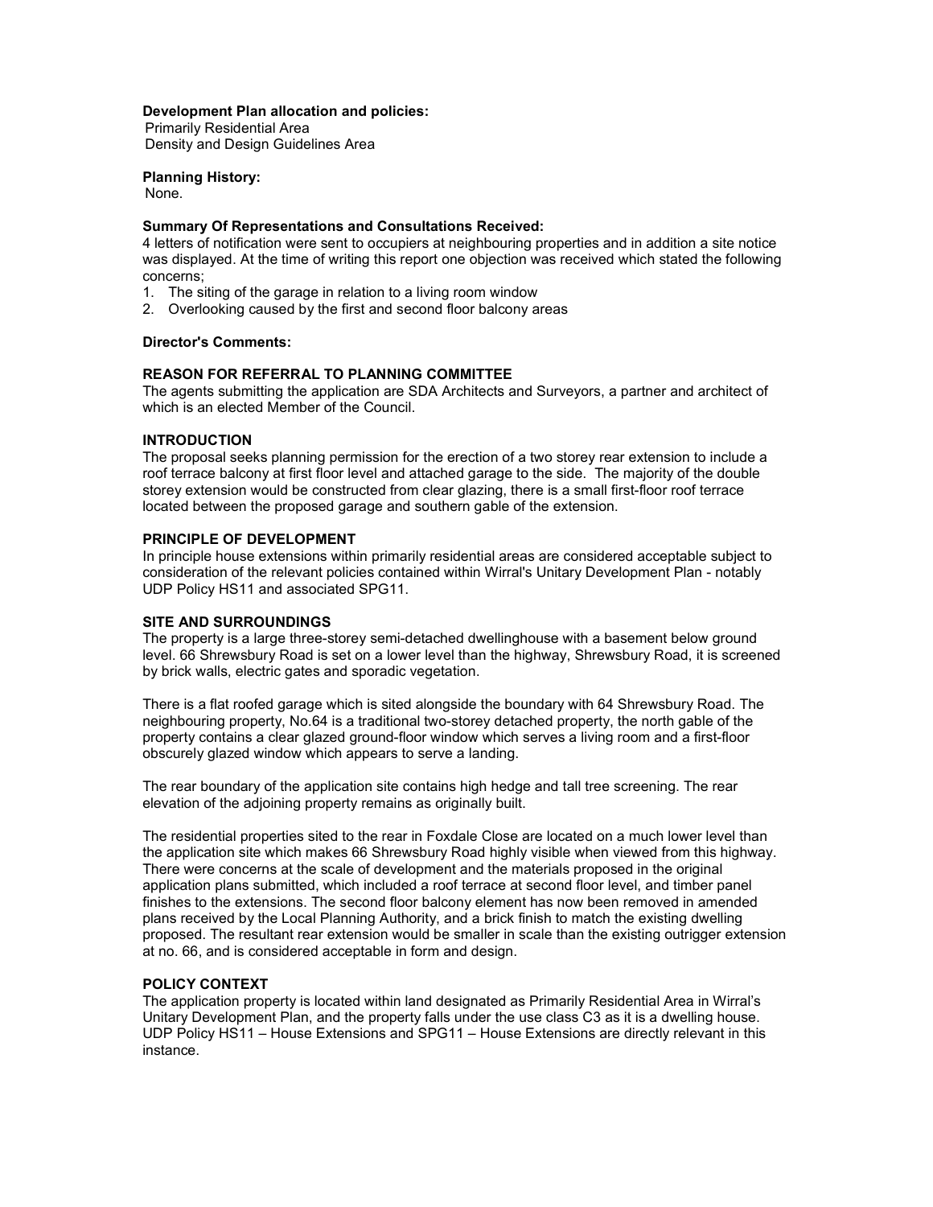**Development Plan allocation and policies:**
Primarily Residential Area
Density and Design Guidelines Area

**Planning History:**
None.

**Summary Of Representations and Consultations Received:**
4 letters of notification were sent to occupiers at neighbouring properties and in addition a site notice was displayed. At the time of writing this report one objection was received which stated the following concerns;

1. The siting of the garage in relation to a living room window
2. Overlooking caused by the first and second floor balcony areas

**Director's Comments:**

**REASON FOR REFERRAL TO PLANNING COMMITTEE**
The agents submitting the application are SDA Architects and Surveyors, a partner and architect of which is an elected Member of the Council.

**INTRODUCTION**
The proposal seeks planning permission for the erection of a two storey rear extension to include a roof terrace balcony at first floor level and attached garage to the side. The majority of the double storey extension would be constructed from clear glazing, there is a small first-floor roof terrace located between the proposed garage and southern gable of the extension.

**PRINCIPLE OF DEVELOPMENT**
In principle house extensions within primarily residential areas are considered acceptable subject to consideration of the relevant policies contained within Wirral's Unitary Development Plan - notably UDP Policy HS11 and associated SPG11.

**SITE AND SURROUNDINGS**
The property is a large three-storey semi-detached dwellinghouse with a basement below ground level. 66 Shrewsbury Road is set on a lower level than the highway, Shrewsbury Road, it is screened by brick walls, electric gates and sporadic vegetation.

There is a flat roofed garage which is sited alongside the boundary with 64 Shrewsbury Road. The neighbouring property, No.64 is a traditional two-storey detached property, the north gable of the property contains a clear glazed ground-floor window which serves a living room and a first-floor obscurely glazed window which appears to serve a landing.

The rear boundary of the application site contains high hedge and tall tree screening. The rear elevation of the adjoining property remains as originally built.

The residential properties sited to the rear in Foxdale Close are located on a much lower level than the application site which makes 66 Shrewsbury Road highly visible when viewed from this highway. There were concerns at the scale of development and the materials proposed in the original application plans submitted, which included a roof terrace at second floor level, and timber panel finishes to the extensions. The second floor balcony element has now been removed in amended plans received by the Local Planning Authority, and a brick finish to match the existing dwelling proposed. The resultant rear extension would be smaller in scale than the existing outrigger extension at no. 66, and is considered acceptable in form and design.

**POLICY CONTEXT**
The application property is located within land designated as Primarily Residential Area in Wirral's Unitary Development Plan, and the property falls under the use class C3 as it is a dwelling house. UDP Policy HS11 – House Extensions and SPG11 – House Extensions are directly relevant in this instance.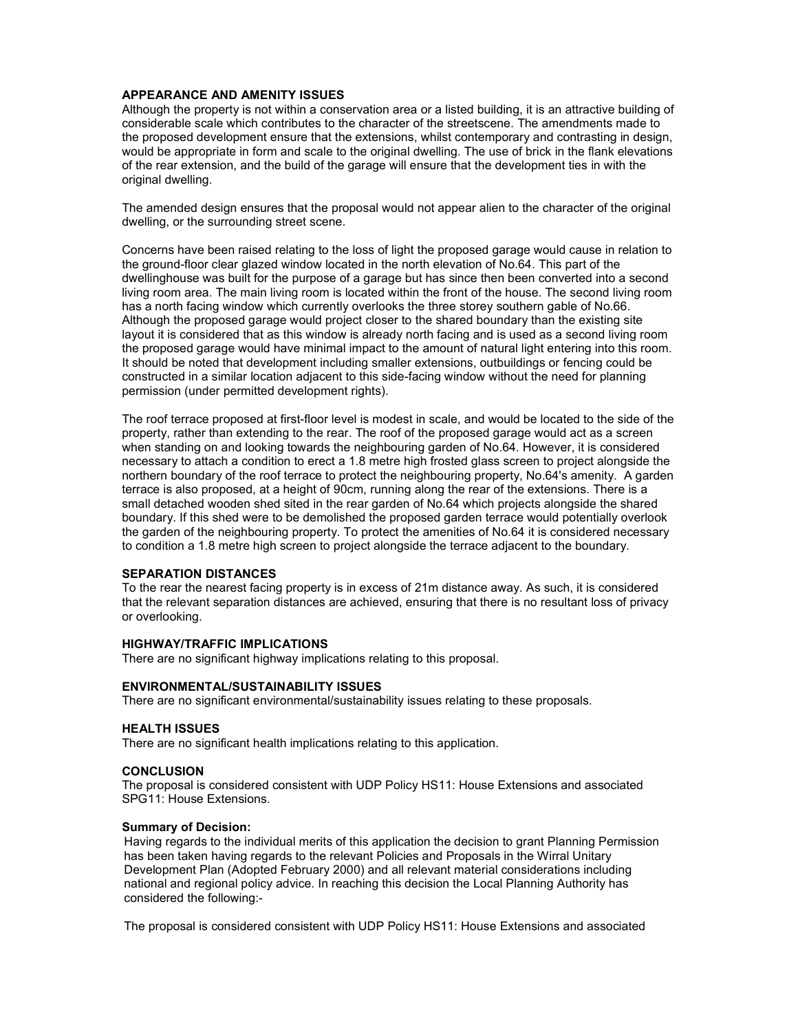**APPEARANCE AND AMENITY ISSUES**
Although the property is not within a conservation area or a listed building, it is an attractive building of considerable scale which contributes to the character of the streetscene. The amendments made to the proposed development ensure that the extensions, whilst contemporary and contrasting in design, would be appropriate in form and scale to the original dwelling. The use of brick in the flank elevations of the rear extension, and the build of the garage will ensure that the development ties in with the original dwelling.

The amended design ensures that the proposal would not appear alien to the character of the original dwelling, or the surrounding street scene.

Concerns have been raised relating to the loss of light the proposed garage would cause in relation to the ground-floor clear glazed window located in the north elevation of No.64. This part of the dwellinghouse was built for the purpose of a garage but has since then been converted into a second living room area. The main living room is located within the front of the house. The second living room has a north facing window which currently overlooks the three storey southern gable of No.66. Although the proposed garage would project closer to the shared boundary than the existing site layout it is considered that as this window is already north facing and is used as a second living room the proposed garage would have minimal impact to the amount of natural light entering into this room. It should be noted that development including smaller extensions, outbuildings or fencing could be constructed in a similar location adjacent to this side-facing window without the need for planning permission (under permitted development rights).

The roof terrace proposed at first-floor level is modest in scale, and would be located to the side of the property, rather than extending to the rear. The roof of the proposed garage would act as a screen when standing on and looking towards the neighbouring garden of No.64. However, it is considered necessary to attach a condition to erect a 1.8 metre high frosted glass screen to project alongside the northern boundary of the roof terrace to protect the neighbouring property, No.64's amenity. A garden terrace is also proposed, at a height of 90cm, running along the rear of the extensions. There is a small detached wooden shed sited in the rear garden of No.64 which projects alongside the shared boundary. If this shed were to be demolished the proposed garden terrace would potentially overlook the garden of the neighbouring property. To protect the amenities of No.64 it is considered necessary to condition a 1.8 metre high screen to project alongside the terrace adjacent to the boundary.

**SEPARATION DISTANCES**
To the rear the nearest facing property is in excess of 21m distance away. As such, it is considered that the relevant separation distances are achieved, ensuring that there is no resultant loss of privacy or overlooking.

**HIGHWAY/TRAFFIC IMPLICATIONS**
There are no significant highway implications relating to this proposal.

**ENVIRONMENTAL/SUSTAINABILITY ISSUES**
There are no significant environmental/sustainability issues relating to these proposals.

**HEALTH ISSUES**
There are no significant health implications relating to this application.

**CONCLUSION**
The proposal is considered consistent with UDP Policy HS11: House Extensions and associated SPG11: House Extensions.

**Summary of Decision:**
Having regards to the individual merits of this application the decision to grant Planning Permission has been taken having regards to the relevant Policies and Proposals in the Wirral Unitary Development Plan (Adopted February 2000) and all relevant material considerations including national and regional policy advice. In reaching this decision the Local Planning Authority has considered the following:-

The proposal is considered consistent with UDP Policy HS11: House Extensions and associated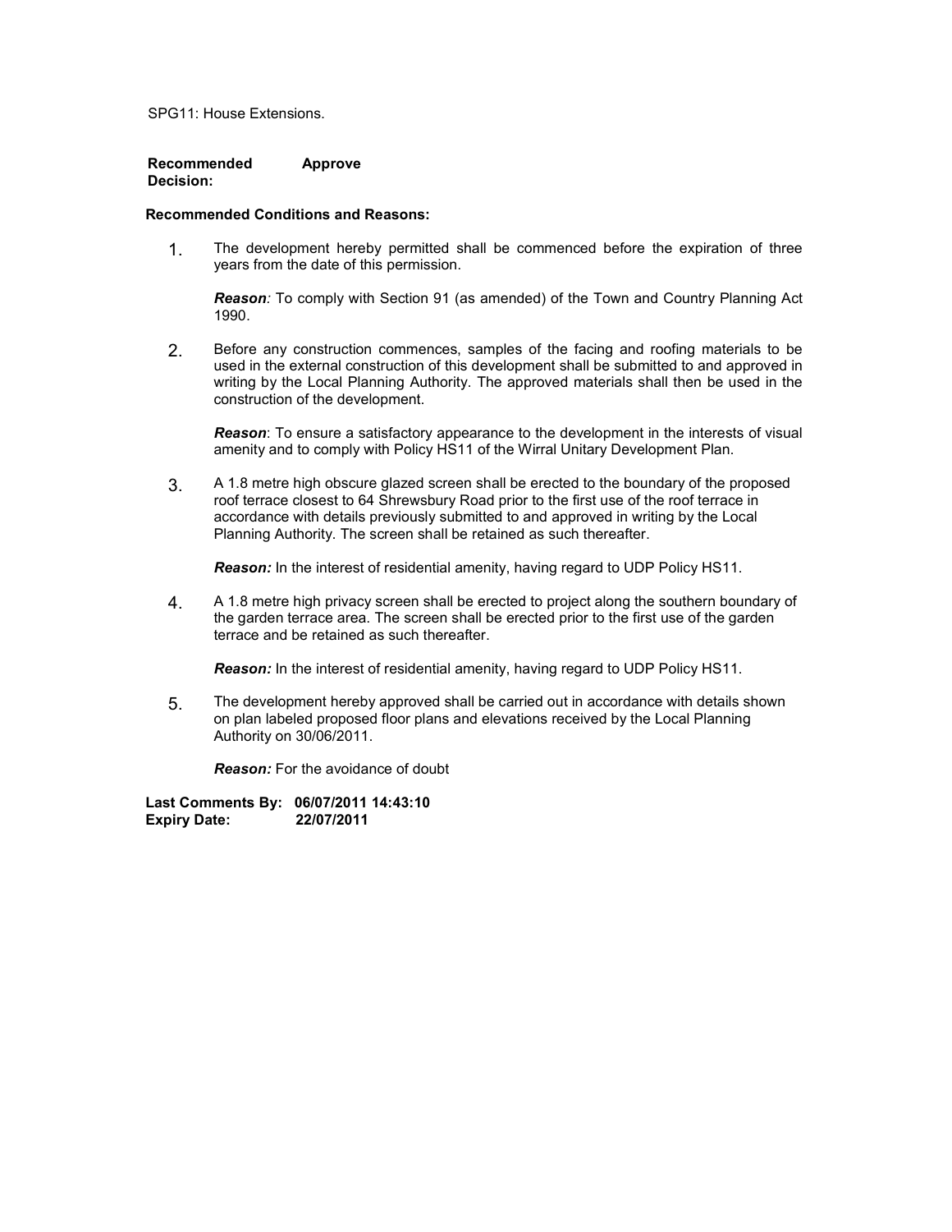SPG11: House Extensions.

**Recommended Decision:** **Approve**

**Recommended Conditions and Reasons:**

1. The development hereby permitted shall be commenced before the expiration of three years from the date of this permission.

   ***Reason**:* To comply with Section 91 (as amended) of the Town and Country Planning Act 1990.

2. Before any construction commences, samples of the facing and roofing materials to be used in the external construction of this development shall be submitted to and approved in writing by the Local Planning Authority. The approved materials shall then be used in the construction of the development.

   ***Reason***: To ensure a satisfactory appearance to the development in the interests of visual amenity and to comply with Policy HS11 of the Wirral Unitary Development Plan.

3. A 1.8 metre high obscure glazed screen shall be erected to the boundary of the proposed roof terrace closest to 64 Shrewsbury Road prior to the first use of the roof terrace in accordance with details previously submitted to and approved in writing by the Local Planning Authority. The screen shall be retained as such thereafter.

   ***Reason:*** In the interest of residential amenity, having regard to UDP Policy HS11.

4. A 1.8 metre high privacy screen shall be erected to project along the southern boundary of the garden terrace area. The screen shall be erected prior to the first use of the garden terrace and be retained as such thereafter.

   ***Reason:*** In the interest of residential amenity, having regard to UDP Policy HS11.

5. The development hereby approved shall be carried out in accordance with details shown on plan labeled proposed floor plans and elevations received by the Local Planning Authority on 30/06/2011.

   ***Reason:*** For the avoidance of doubt

**Last Comments By: 06/07/2011 14:43:10**
**Expiry Date: 22/07/2011**